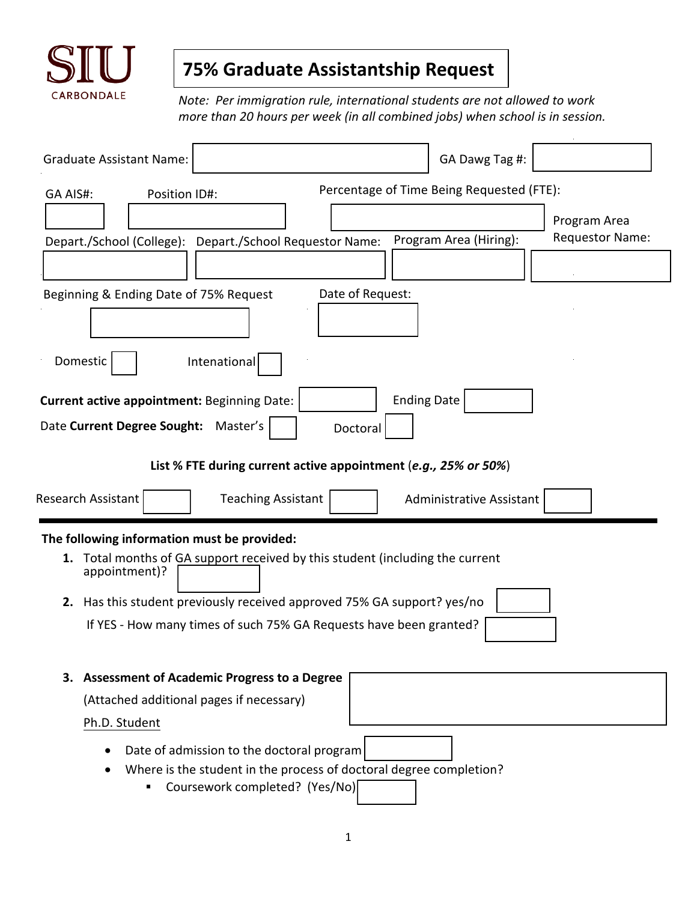SIU CARBONDALE

# 75% Graduate Assistantship Request

*Note: Per immigration rule, international students are not allowed to work more than 20 hours per week (in all combined jobs) when school is in session.*

Graduate Assistant Name: ______ GA Dawg Tag #: ______

GA AIS#: ______ Position ID#: ______ Percentage of Time Being Requested (FTE): ______

Depart./School (College): ______ Depart./School Requestor Name: ______ Program Area (Hiring): ______ Program Area Requestor Name: ______

Beginning & Ending Date of 75% Request: ______ Date of Request: ______

Domestic ☐ Intenational ☐

**Current active appointment:** Beginning Date: ______ Ending Date ______

Date **Current Degree Sought:** Master's ☐ Doctoral ☐

**List % FTE during current active appointment** (***e.g., 25% or 50%***)

Research Assistant ______ Teaching Assistant ______ Administrative Assistant ______

---

**The following information must be provided:**

1. Total months of GA support received by this student (including the current appointment)? ______
2. Has this student previously received approved 75% GA support? yes/no ______

   If YES - How many times of such 75% GA Requests have been granted? ______

3. **Assessment of Academic Progress to a Degree** ______

   (Attached additional pages if necessary)

   Ph.D. Student

   - Date of admission to the doctoral program ______
   - Where is the student in the process of doctoral degree completion?
     - Coursework completed? (Yes/No) ______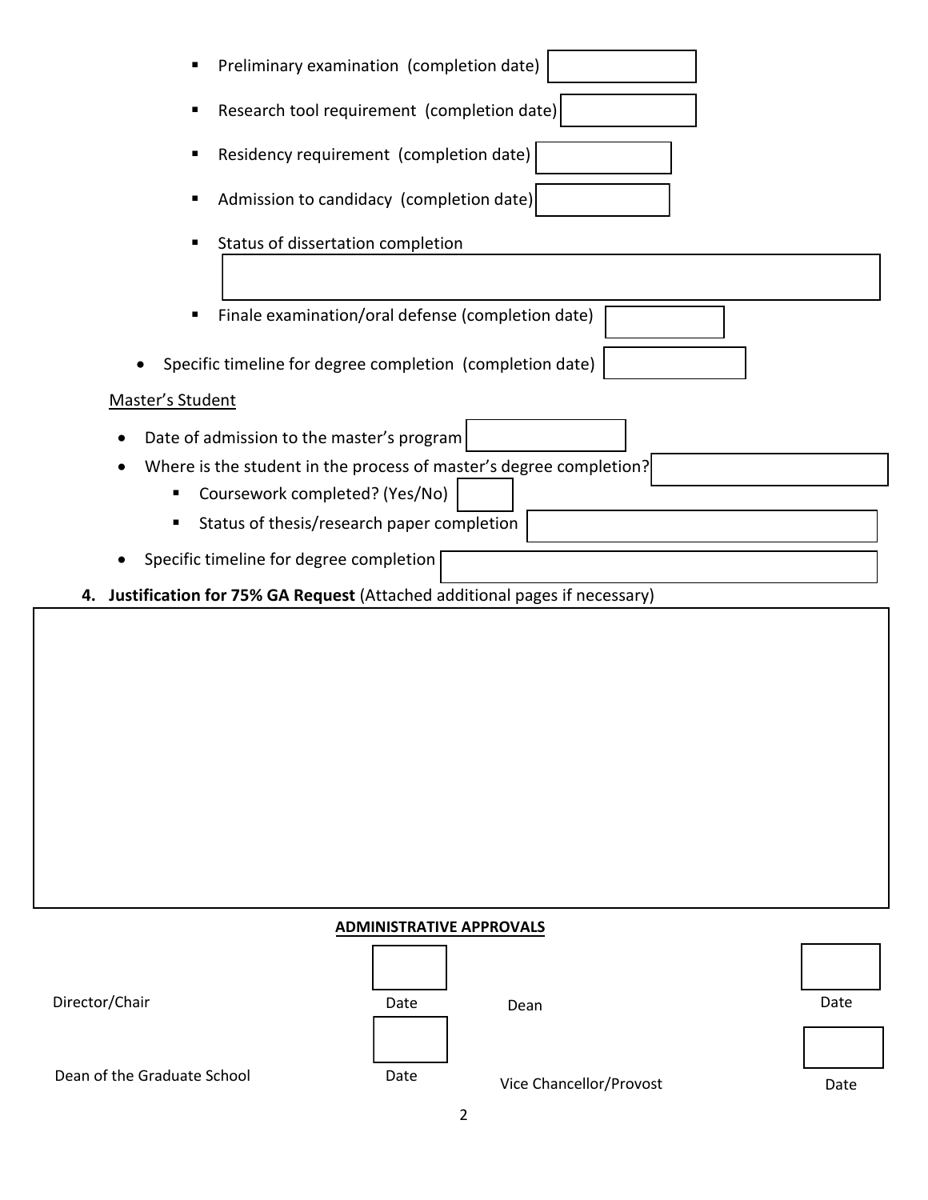- Preliminary examination (completion date)
- Research tool requirement (completion date)
- Residency requirement (completion date)
- Admission to candidacy (completion date)
- Status of dissertation completion
- Finale examination/oral defense (completion date)

- Specific timeline for degree completion (completion date)

Master's Student

- Date of admission to the master's program
- Where is the student in the process of master's degree completion?
  - Coursework completed? (Yes/No)
  - Status of thesis/research paper completion
- Specific timeline for degree completion

4. **Justification for 75% GA Request** (Attached additional pages if necessary)

**ADMINISTRATIVE APPROVALS**

| | | | |
|---|---|---|---|
| Director/Chair | Date | Dean | Date |
| Dean of the Graduate School | Date | Vice Chancellor/Provost | Date |